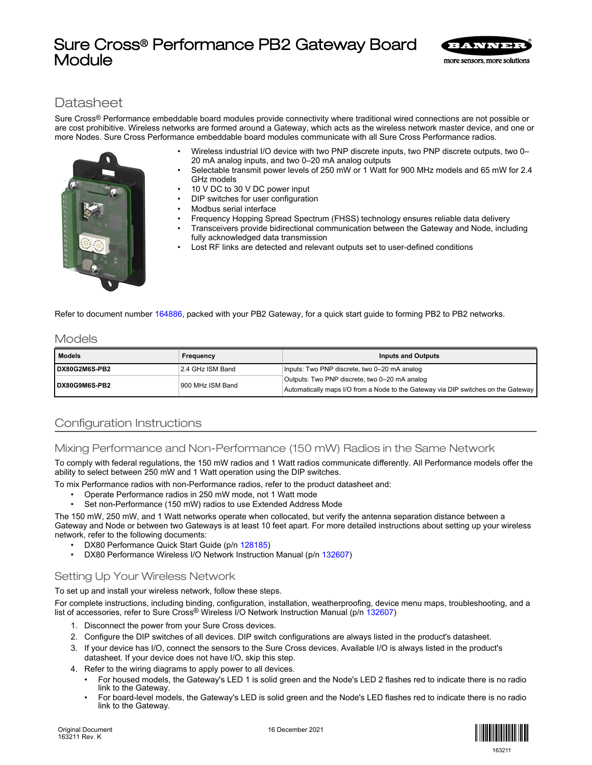# Sure Cross® Performance PB2 Gateway Board Module

## Datasheet

Sure Cross® Performance embeddable board modules provide connectivity where traditional wired connections are not possible or are cost prohibitive. Wireless networks are formed around a Gateway, which acts as the wireless network master device, and one or more Nodes. Sure Cross Performance embeddable board modules communicate with all Sure Cross Performance radios.

- Wireless industrial I/O device with two PNP discrete inputs, two PNP discrete outputs, two 0–20 mA analog inputs, and two 0–20 mA analog outputs
- Selectable transmit power levels of 250 mW or 1 Watt for 900 MHz models and 65 mW for 2.4 GHz models
- 10 V DC to 30 V DC power input
- DIP switches for user configuration
- Modbus serial interface
- Frequency Hopping Spread Spectrum (FHSS) technology ensures reliable data delivery
- Transceivers provide bidirectional communication between the Gateway and Node, including fully acknowledged data transmission
- Lost RF links are detected and relevant outputs set to user-defined conditions

Refer to document number 164886, packed with your PB2 Gateway, for a quick start guide to forming PB2 to PB2 networks.

## Models

| Models | Frequency | Inputs and Outputs |
|---|---|---|
| DX80G2M6S-PB2 | 2.4 GHz ISM Band | Inputs: Two PNP discrete, two 0–20 mA analog<br>Outputs: Two PNP discrete, two 0–20 mA analog<br>Automatically maps I/O from a Node to the Gateway via DIP switches on the Gateway |
| DX80G9M6S-PB2 | 900 MHz ISM Band | |

## Configuration Instructions

### Mixing Performance and Non-Performance (150 mW) Radios in the Same Network

To comply with federal regulations, the 150 mW radios and 1 Watt radios communicate differently. All Performance models offer the ability to select between 250 mW and 1 Watt operation using the DIP switches.

To mix Performance radios with non-Performance radios, refer to the product datasheet and:

- Operate Performance radios in 250 mW mode, not 1 Watt mode
- Set non-Performance (150 mW) radios to use Extended Address Mode

The 150 mW, 250 mW, and 1 Watt networks operate when collocated, but verify the antenna separation distance between a Gateway and Node or between two Gateways is at least 10 feet apart. For more detailed instructions about setting up your wireless network, refer to the following documents:

- DX80 Performance Quick Start Guide (p/n 128185)
- DX80 Performance Wireless I/O Network Instruction Manual (p/n 132607)

### Setting Up Your Wireless Network

To set up and install your wireless network, follow these steps.

For complete instructions, including binding, configuration, installation, weatherproofing, device menu maps, troubleshooting, and a list of accessories, refer to Sure Cross® Wireless I/O Network Instruction Manual (p/n 132607)

1. Disconnect the power from your Sure Cross devices.
2. Configure the DIP switches of all devices. DIP switch configurations are always listed in the product's datasheet.
3. If your device has I/O, connect the sensors to the Sure Cross devices. Available I/O is always listed in the product's datasheet. If your device does not have I/O, skip this step.
4. Refer to the wiring diagrams to apply power to all devices.
   - For housed models, the Gateway's LED 1 is solid green and the Node's LED 2 flashes red to indicate there is no radio link to the Gateway.
   - For board-level models, the Gateway's LED is solid green and the Node's LED flashes red to indicate there is no radio link to the Gateway.

Original Document
163211 Rev. K

16 December 2021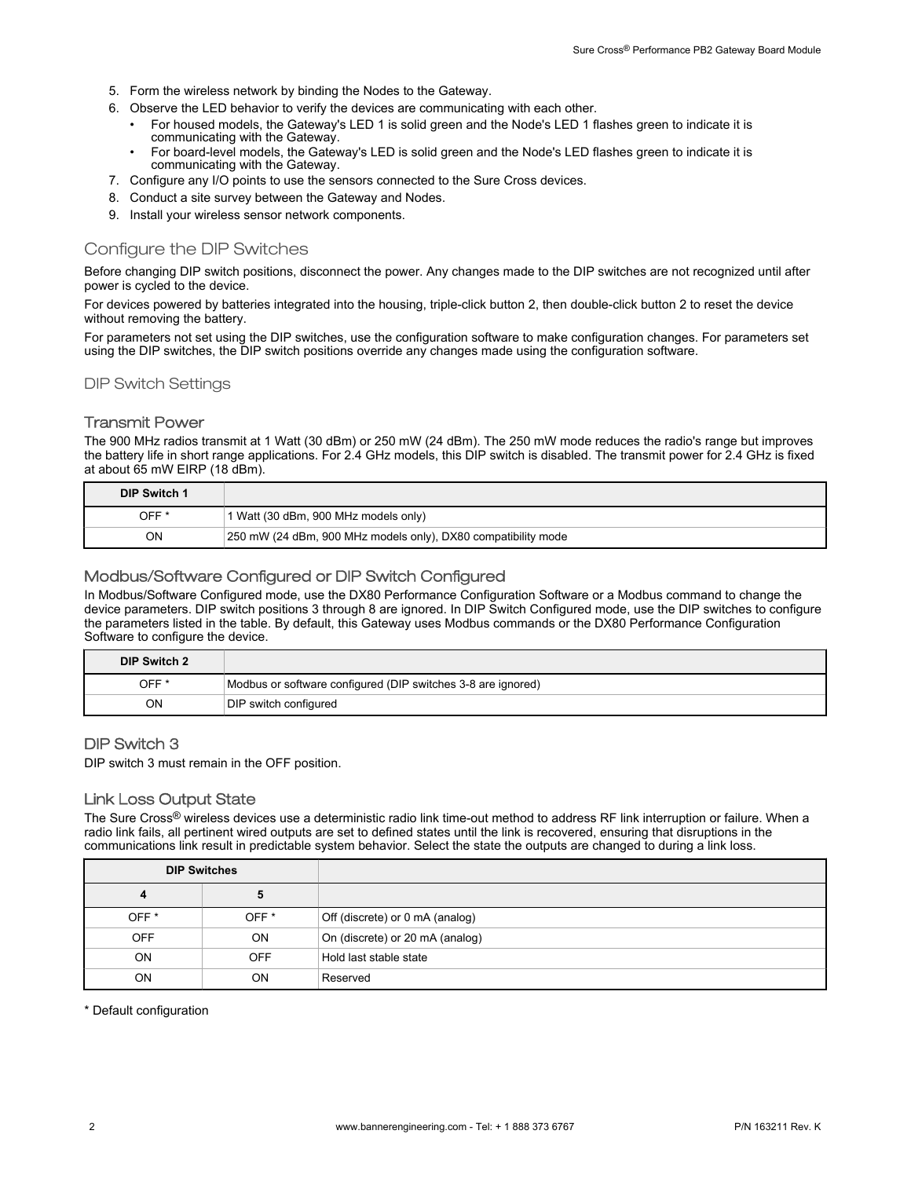5. Form the wireless network by binding the Nodes to the Gateway.
6. Observe the LED behavior to verify the devices are communicating with each other.
   - For housed models, the Gateway's LED 1 is solid green and the Node's LED 1 flashes green to indicate it is communicating with the Gateway.
   - For board-level models, the Gateway's LED is solid green and the Node's LED flashes green to indicate it is communicating with the Gateway.
7. Configure any I/O points to use the sensors connected to the Sure Cross devices.
8. Conduct a site survey between the Gateway and Nodes.
9. Install your wireless sensor network components.

## Configure the DIP Switches

Before changing DIP switch positions, disconnect the power. Any changes made to the DIP switches are not recognized until after power is cycled to the device.

For devices powered by batteries integrated into the housing, triple-click button 2, then double-click button 2 to reset the device without removing the battery.

For parameters not set using the DIP switches, use the configuration software to make configuration changes. For parameters set using the DIP switches, the DIP switch positions override any changes made using the configuration software.

### DIP Switch Settings

#### Transmit Power

The 900 MHz radios transmit at 1 Watt (30 dBm) or 250 mW (24 dBm). The 250 mW mode reduces the radio's range but improves the battery life in short range applications. For 2.4 GHz models, this DIP switch is disabled. The transmit power for 2.4 GHz is fixed at about 65 mW EIRP (18 dBm).

| DIP Switch 1 | |
|---|---|
| OFF * | 1 Watt (30 dBm, 900 MHz models only) |
| ON | 250 mW (24 dBm, 900 MHz models only), DX80 compatibility mode |

#### Modbus/Software Configured or DIP Switch Configured

In Modbus/Software Configured mode, use the DX80 Performance Configuration Software or a Modbus command to change the device parameters. DIP switch positions 3 through 8 are ignored. In DIP Switch Configured mode, use the DIP switches to configure the parameters listed in the table. By default, this Gateway uses Modbus commands or the DX80 Performance Configuration Software to configure the device.

| DIP Switch 2 | |
|---|---|
| OFF * | Modbus or software configured (DIP switches 3-8 are ignored) |
| ON | DIP switch configured |

#### DIP Switch 3

DIP switch 3 must remain in the OFF position.

#### Link Loss Output State

The Sure Cross® wireless devices use a deterministic radio link time-out method to address RF link interruption or failure. When a radio link fails, all pertinent wired outputs are set to defined states until the link is recovered, ensuring that disruptions in the communications link result in predictable system behavior. Select the state the outputs are changed to during a link loss.

| DIP Switches | | |
|---|---|---|
| 4 | 5 | |
| OFF * | OFF * | Off (discrete) or 0 mA (analog) |
| OFF | ON | On (discrete) or 20 mA (analog) |
| ON | OFF | Hold last stable state |
| ON | ON | Reserved |

\* Default configuration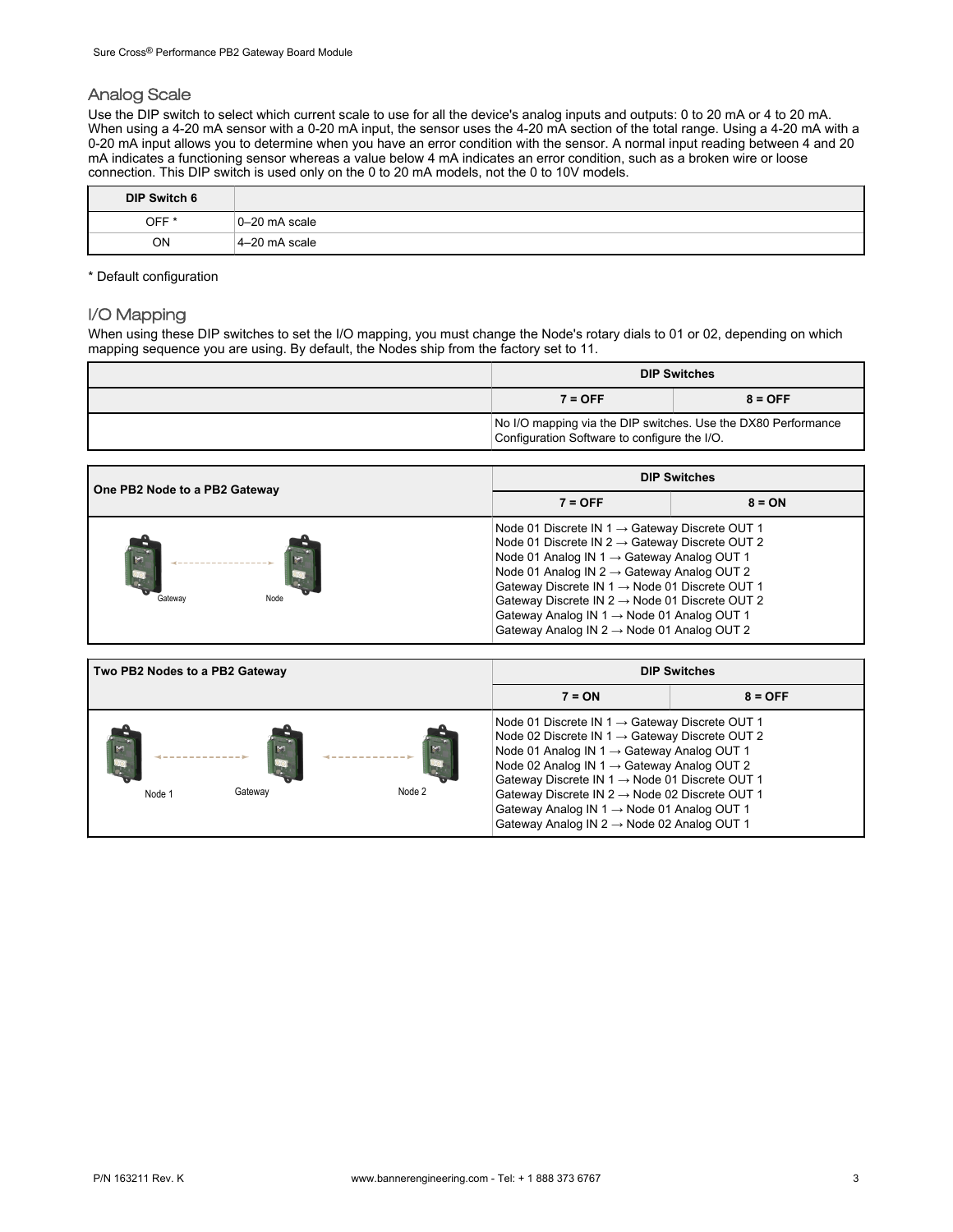## Analog Scale

Use the DIP switch to select which current scale to use for all the device's analog inputs and outputs: 0 to 20 mA or 4 to 20 mA. When using a 4-20 mA sensor with a 0-20 mA input, the sensor uses the 4-20 mA section of the total range. Using a 4-20 mA with a 0-20 mA input allows you to determine when you have an error condition with the sensor. A normal input reading between 4 and 20 mA indicates a functioning sensor whereas a value below 4 mA indicates an error condition, such as a broken wire or loose connection. This DIP switch is used only on the 0 to 20 mA models, not the 0 to 10V models.

| DIP Switch 6 | |
|---|---|
| OFF * | 0–20 mA scale |
| ON | 4–20 mA scale |

* Default configuration

## I/O Mapping

When using these DIP switches to set the I/O mapping, you must change the Node's rotary dials to 01 or 02, depending on which mapping sequence you are using. By default, the Nodes ship from the factory set to 11.

| | DIP Switches | |
|---|---|---|
| | 7 = OFF | 8 = OFF |
| | No I/O mapping via the DIP switches. Use the DX80 Performance Configuration Software to configure the I/O. | |

| One PB2 Node to a PB2 Gateway | DIP Switches | |
|---|---|---|
| | 7 = OFF | 8 = ON |
| Gateway — Node | Node 01 Discrete IN 1 → Gateway Discrete OUT 1<br>Node 01 Discrete IN 2 → Gateway Discrete OUT 2<br>Node 01 Analog IN 1 → Gateway Analog OUT 1<br>Node 01 Analog IN 2 → Gateway Analog OUT 2<br>Gateway Discrete IN 1 → Node 01 Discrete OUT 1<br>Gateway Discrete IN 2 → Node 01 Discrete OUT 2<br>Gateway Analog IN 1 → Node 01 Analog OUT 1<br>Gateway Analog IN 2 → Node 01 Analog OUT 2 | |

| Two PB2 Nodes to a PB2 Gateway | DIP Switches | |
|---|---|---|
| | 7 = ON | 8 = OFF |
| Node 1 — Gateway — Node 2 | Node 01 Discrete IN 1 → Gateway Discrete OUT 1<br>Node 02 Discrete IN 1 → Gateway Discrete OUT 2<br>Node 01 Analog IN 1 → Gateway Analog OUT 1<br>Node 02 Analog IN 1 → Gateway Analog OUT 2<br>Gateway Discrete IN 1 → Node 01 Discrete OUT 1<br>Gateway Discrete IN 2 → Node 02 Discrete OUT 1<br>Gateway Analog IN 1 → Node 01 Analog OUT 1<br>Gateway Analog IN 2 → Node 02 Analog OUT 1 | |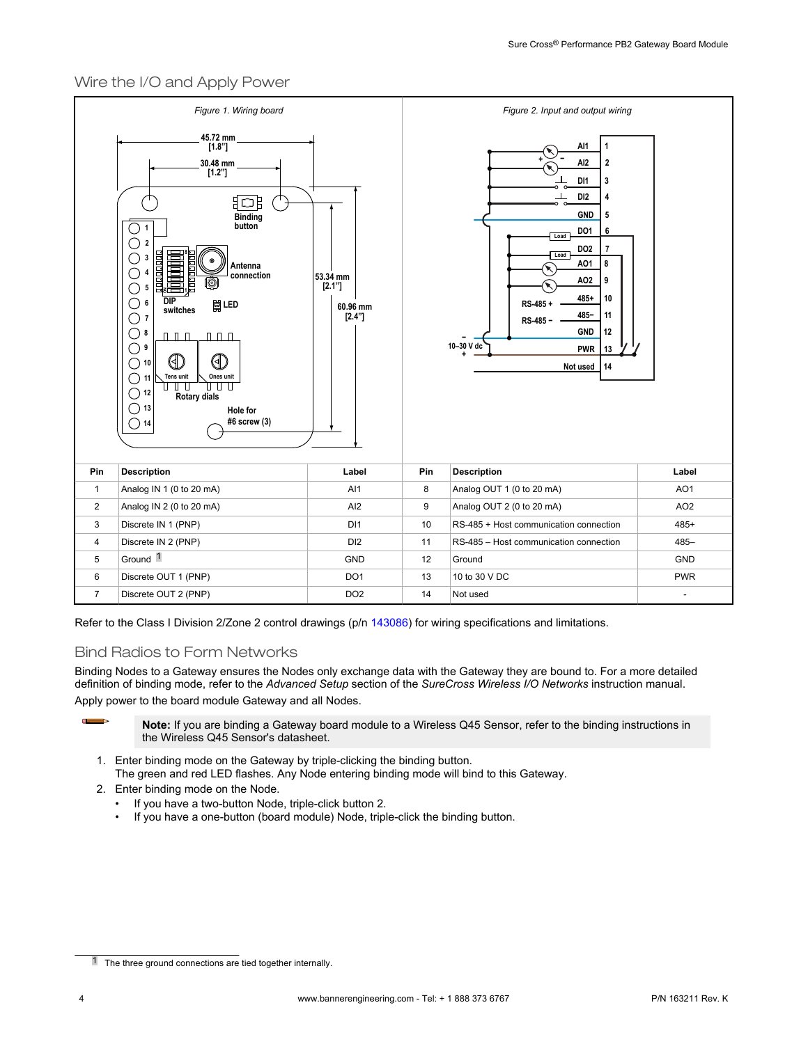## Wire the I/O and Apply Power

Figure 1. Wiring board

Figure 2. Input and output wiring

| Pin | Description | Label | Pin | Description | Label |
|---|---|---|---|---|---|
| 1 | Analog IN 1 (0 to 20 mA) | AI1 | 8 | Analog OUT 1 (0 to 20 mA) | AO1 |
| 2 | Analog IN 2 (0 to 20 mA) | AI2 | 9 | Analog OUT 2 (0 to 20 mA) | AO2 |
| 3 | Discrete IN 1 (PNP) | DI1 | 10 | RS-485 + Host communication connection | 485+ |
| 4 | Discrete IN 2 (PNP) | DI2 | 11 | RS-485 – Host communication connection | 485– |
| 5 | Ground [1] | GND | 12 | Ground | GND |
| 6 | Discrete OUT 1 (PNP) | DO1 | 13 | 10 to 30 V DC | PWR |
| 7 | Discrete OUT 2 (PNP) | DO2 | 14 | Not used | - |

Refer to the Class I Division 2/Zone 2 control drawings (p/n 143086) for wiring specifications and limitations.

## Bind Radios to Form Networks

Binding Nodes to a Gateway ensures the Nodes only exchange data with the Gateway they are bound to. For a more detailed definition of binding mode, refer to the *Advanced Setup* section of the *SureCross Wireless I/O Networks* instruction manual.

Apply power to the board module Gateway and all Nodes.

**Note:** If you are binding a Gateway board module to a Wireless Q45 Sensor, refer to the binding instructions in the Wireless Q45 Sensor's datasheet.

1. Enter binding mode on the Gateway by triple-clicking the binding button.
   The green and red LED flashes. Any Node entering binding mode will bind to this Gateway.
2. Enter binding mode on the Node.
   - If you have a two-button Node, triple-click button 2.
   - If you have a one-button (board module) Node, triple-click the binding button.

[1] The three ground connections are tied together internally.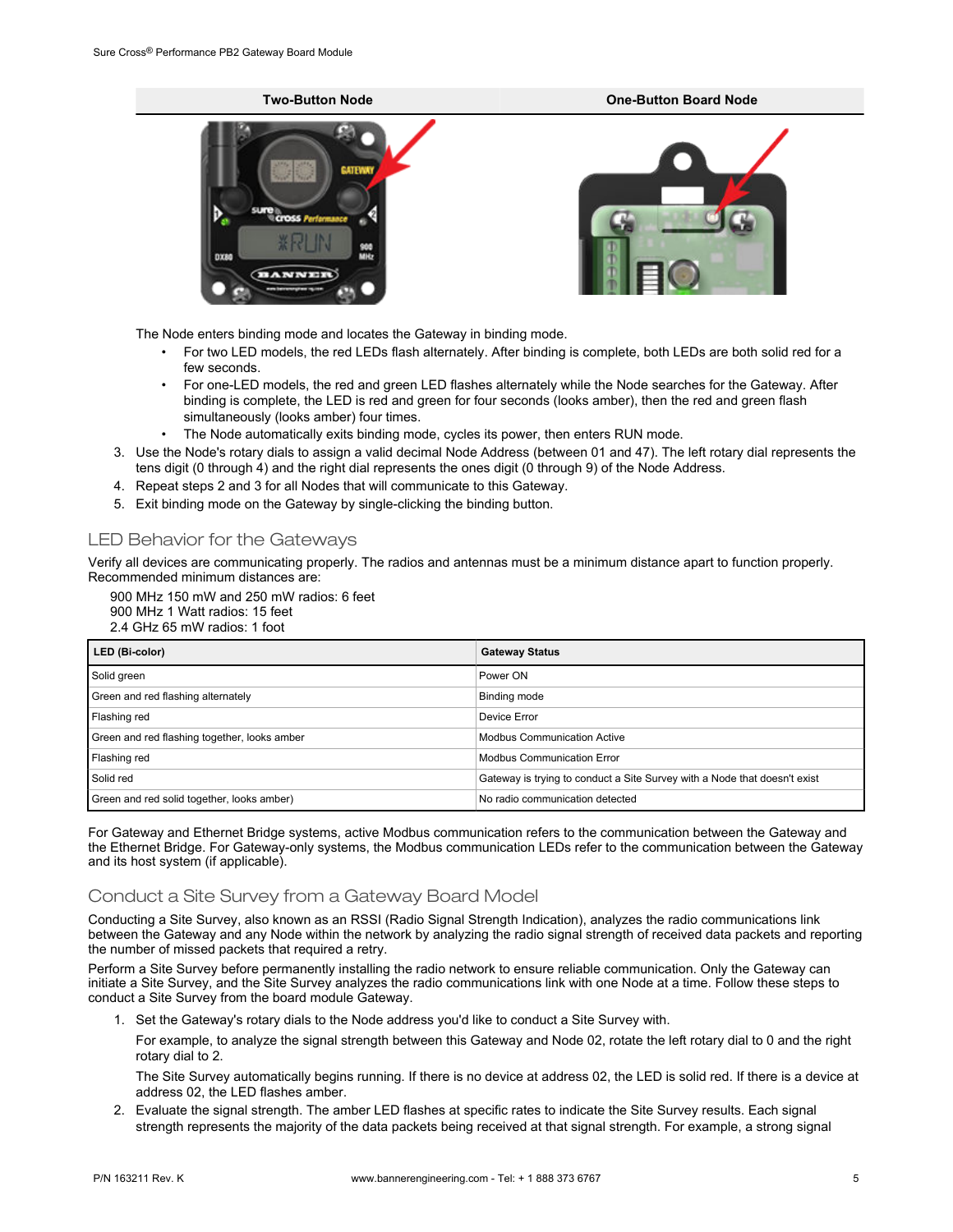| Two-Button Node | One-Button Board Node |
|---|---|
| | |

The Node enters binding mode and locates the Gateway in binding mode.

- For two LED models, the red LEDs flash alternately. After binding is complete, both LEDs are both solid red for a few seconds.
- For one-LED models, the red and green LED flashes alternately while the Node searches for the Gateway. After binding is complete, the LED is red and green for four seconds (looks amber), then the red and green flash simultaneously (looks amber) four times.
- The Node automatically exits binding mode, cycles its power, then enters RUN mode.

3. Use the Node's rotary dials to assign a valid decimal Node Address (between 01 and 47). The left rotary dial represents the tens digit (0 through 4) and the right dial represents the ones digit (0 through 9) of the Node Address.
4. Repeat steps 2 and 3 for all Nodes that will communicate to this Gateway.
5. Exit binding mode on the Gateway by single-clicking the binding button.

## LED Behavior for the Gateways

Verify all devices are communicating properly. The radios and antennas must be a minimum distance apart to function properly. Recommended minimum distances are:

900 MHz 150 mW and 250 mW radios: 6 feet
900 MHz 1 Watt radios: 15 feet
2.4 GHz 65 mW radios: 1 foot

| LED (Bi-color) | Gateway Status |
|---|---|
| Solid green | Power ON |
| Green and red flashing alternately | Binding mode |
| Flashing red | Device Error |
| Green and red flashing together, looks amber | Modbus Communication Active |
| Flashing red | Modbus Communication Error |
| Solid red | Gateway is trying to conduct a Site Survey with a Node that doesn't exist |
| Green and red solid together, looks amber) | No radio communication detected |

For Gateway and Ethernet Bridge systems, active Modbus communication refers to the communication between the Gateway and the Ethernet Bridge. For Gateway-only systems, the Modbus communication LEDs refer to the communication between the Gateway and its host system (if applicable).

## Conduct a Site Survey from a Gateway Board Model

Conducting a Site Survey, also known as an RSSI (Radio Signal Strength Indication), analyzes the radio communications link between the Gateway and any Node within the network by analyzing the radio signal strength of received data packets and reporting the number of missed packets that required a retry.

Perform a Site Survey before permanently installing the radio network to ensure reliable communication. Only the Gateway can initiate a Site Survey, and the Site Survey analyzes the radio communications link with one Node at a time. Follow these steps to conduct a Site Survey from the board module Gateway.

1. Set the Gateway's rotary dials to the Node address you'd like to conduct a Site Survey with.

   For example, to analyze the signal strength between this Gateway and Node 02, rotate the left rotary dial to 0 and the right rotary dial to 2.

   The Site Survey automatically begins running. If there is no device at address 02, the LED is solid red. If there is a device at address 02, the LED flashes amber.
2. Evaluate the signal strength. The amber LED flashes at specific rates to indicate the Site Survey results. Each signal strength represents the majority of the data packets being received at that signal strength. For example, a strong signal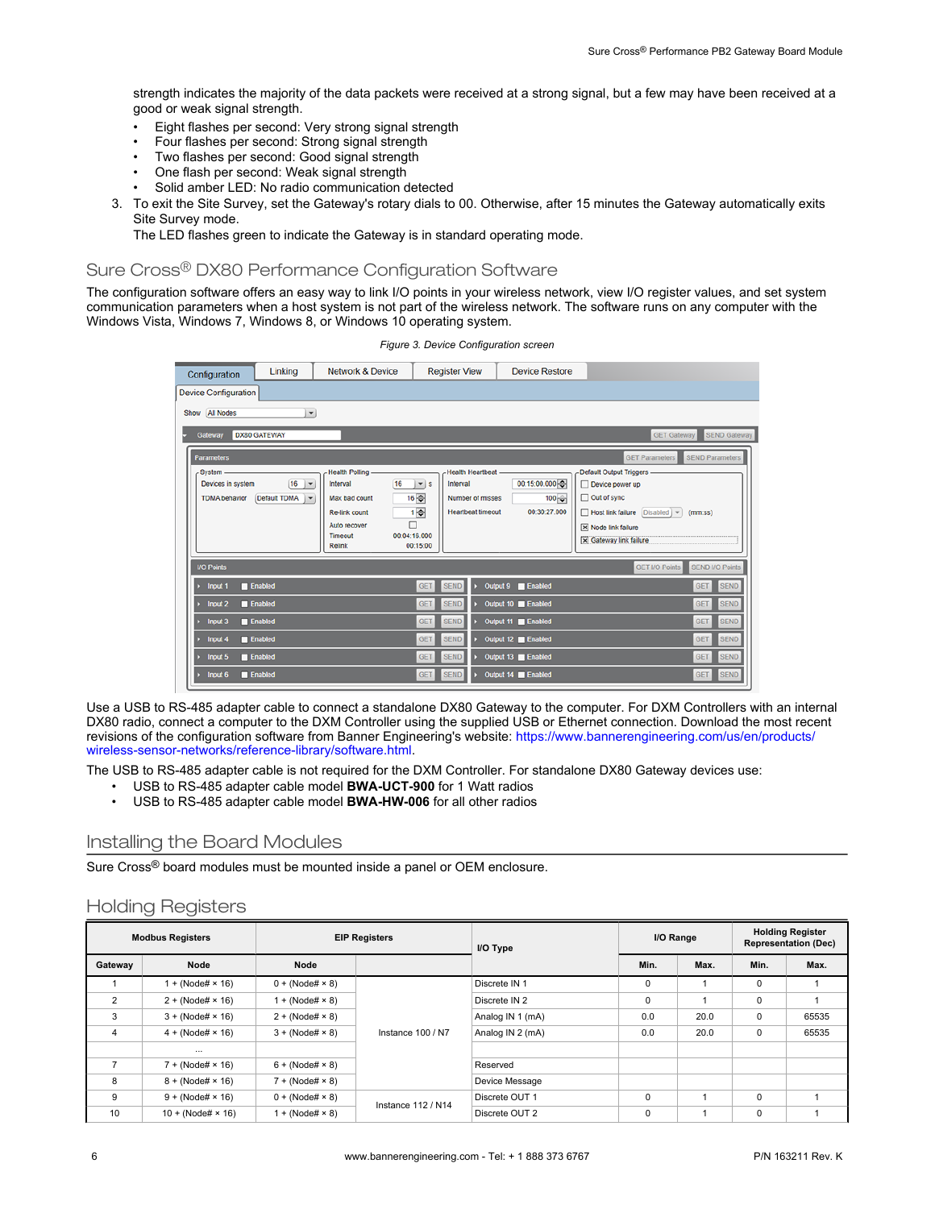strength indicates the majority of the data packets were received at a strong signal, but a few may have been received at a good or weak signal strength.

- Eight flashes per second: Very strong signal strength
- Four flashes per second: Strong signal strength
- Two flashes per second: Good signal strength
- One flash per second: Weak signal strength
- Solid amber LED: No radio communication detected

3. To exit the Site Survey, set the Gateway's rotary dials to 00. Otherwise, after 15 minutes the Gateway automatically exits Site Survey mode.
   The LED flashes green to indicate the Gateway is in standard operating mode.

## Sure Cross® DX80 Performance Configuration Software

The configuration software offers an easy way to link I/O points in your wireless network, view I/O register values, and set system communication parameters when a host system is not part of the wireless network. The software runs on any computer with the Windows Vista, Windows 7, Windows 8, or Windows 10 operating system.

*Figure 3. Device Configuration screen*

Use a USB to RS-485 adapter cable to connect a standalone DX80 Gateway to the computer. For DXM Controllers with an internal DX80 radio, connect a computer to the DXM Controller using the supplied USB or Ethernet connection. Download the most recent revisions of the configuration software from Banner Engineering's website: https://www.bannerengineering.com/us/en/products/wireless-sensor-networks/reference-library/software.html.

The USB to RS-485 adapter cable is not required for the DXM Controller. For standalone DX80 Gateway devices use:

- USB to RS-485 adapter cable model **BWA-UCT-900** for 1 Watt radios
- USB to RS-485 adapter cable model **BWA-HW-006** for all other radios

## Installing the Board Modules

Sure Cross® board modules must be mounted inside a panel or OEM enclosure.

## Holding Registers

| Modbus Registers | | EIP Registers | | I/O Type | I/O Range | | Holding Register Representation (Dec) | |
|---|---|---|---|---|---|---|---|---|
| Gateway | Node | Node | | | Min. | Max. | Min. | Max. |
| 1 | 1 + (Node# × 16) | 0 + (Node# × 8) | Instance 100 / N7 | Discrete IN 1 | 0 | 1 | 0 | 1 |
| 2 | 2 + (Node# × 16) | 1 + (Node# × 8) | | Discrete IN 2 | 0 | 1 | 0 | 1 |
| 3 | 3 + (Node# × 16) | 2 + (Node# × 8) | | Analog IN 1 (mA) | 0.0 | 20.0 | 0 | 65535 |
| 4 | 4 + (Node# × 16) | 3 + (Node# × 8) | | Analog IN 2 (mA) | 0.0 | 20.0 | 0 | 65535 |
| | ... | | | | | | | |
| 7 | 7 + (Node# × 16) | 6 + (Node# × 8) | | Reserved | | | | |
| 8 | 8 + (Node# × 16) | 7 + (Node# × 8) | | Device Message | | | | |
| 9 | 9 + (Node# × 16) | 0 + (Node# × 8) | Instance 112 / N14 | Discrete OUT 1 | 0 | 1 | 0 | 1 |
| 10 | 10 + (Node# × 16) | 1 + (Node# × 8) | | Discrete OUT 2 | 0 | 1 | 0 | 1 |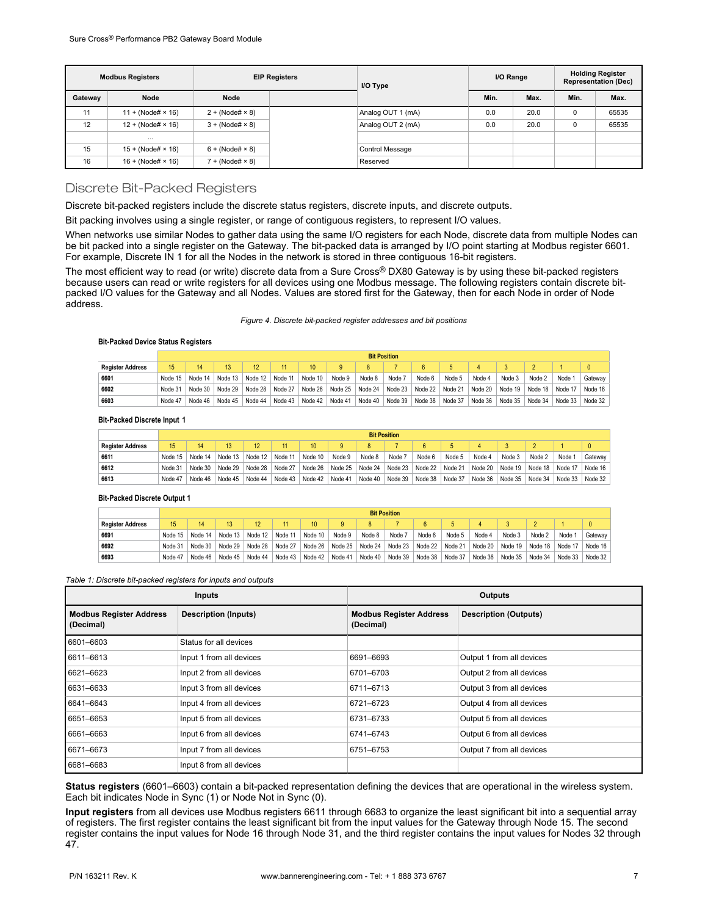| Modbus Registers | | EIP Registers | | I/O Type | I/O Range | | Holding Register Representation (Dec) | |
|---|---|---|---|---|---|---|---|---|
| Gateway | Node | Node | | | Min. | Max. | Min. | Max. |
| 11 | 11 + (Node# × 16) | 2 + (Node# × 8) | | Analog OUT 1 (mA) | 0.0 | 20.0 | 0 | 65535 |
| 12 | 12 + (Node# × 16) | 3 + (Node# × 8) | | Analog OUT 2 (mA) | 0.0 | 20.0 | 0 | 65535 |
| | ... | | | | | | | |
| 15 | 15 + (Node# × 16) | 6 + (Node# × 8) | | Control Message | | | | |
| 16 | 16 + (Node# × 16) | 7 + (Node# × 8) | | Reserved | | | | |

## Discrete Bit-Packed Registers

Discrete bit-packed registers include the discrete status registers, discrete inputs, and discrete outputs.

Bit packing involves using a single register, or range of contiguous registers, to represent I/O values.

When networks use similar Nodes to gather data using the same I/O registers for each Node, discrete data from multiple Nodes can be bit packed into a single register on the Gateway. The bit-packed data is arranged by I/O point starting at Modbus register 6601. For example, Discrete IN 1 for all the Nodes in the network is stored in three contiguous 16-bit registers.

The most efficient way to read (or write) discrete data from a Sure Cross® DX80 Gateway is by using these bit-packed registers because users can read or write registers for all devices using one Modbus message. The following registers contain discrete bit-packed I/O values for the Gateway and all Nodes. Values are stored first for the Gateway, then for each Node in order of Node address.

*Figure 4. Discrete bit-packed register addresses and bit positions*

**Bit-Packed Device Status Registers**

| | Bit Position | | | | | | | | | | | | | | | |
|---|---|---|---|---|---|---|---|---|---|---|---|---|---|---|---|---|
| Register Address | 15 | 14 | 13 | 12 | 11 | 10 | 9 | 8 | 7 | 6 | 5 | 4 | 3 | 2 | 1 | 0 |
| 6601 | Node 15 | Node 14 | Node 13 | Node 12 | Node 11 | Node 10 | Node 9 | Node 8 | Node 7 | Node 6 | Node 5 | Node 4 | Node 3 | Node 2 | Node 1 | Gateway |
| 6602 | Node 31 | Node 30 | Node 29 | Node 28 | Node 27 | Node 26 | Node 25 | Node 24 | Node 23 | Node 22 | Node 21 | Node 20 | Node 19 | Node 18 | Node 17 | Node 16 |
| 6603 | Node 47 | Node 46 | Node 45 | Node 44 | Node 43 | Node 42 | Node 41 | Node 40 | Node 39 | Node 38 | Node 37 | Node 36 | Node 35 | Node 34 | Node 33 | Node 32 |

**Bit-Packed Discrete Input 1**

| | Bit Position | | | | | | | | | | | | | | | |
|---|---|---|---|---|---|---|---|---|---|---|---|---|---|---|---|---|
| Register Address | 15 | 14 | 13 | 12 | 11 | 10 | 9 | 8 | 7 | 6 | 5 | 4 | 3 | 2 | 1 | 0 |
| 6611 | Node 15 | Node 14 | Node 13 | Node 12 | Node 11 | Node 10 | Node 9 | Node 8 | Node 7 | Node 6 | Node 5 | Node 4 | Node 3 | Node 2 | Node 1 | Gateway |
| 6612 | Node 31 | Node 30 | Node 29 | Node 28 | Node 27 | Node 26 | Node 25 | Node 24 | Node 23 | Node 22 | Node 21 | Node 20 | Node 19 | Node 18 | Node 17 | Node 16 |
| 6613 | Node 47 | Node 46 | Node 45 | Node 44 | Node 43 | Node 42 | Node 41 | Node 40 | Node 39 | Node 38 | Node 37 | Node 36 | Node 35 | Node 34 | Node 33 | Node 32 |

**Bit-Packed Discrete Output 1**

| | Bit Position | | | | | | | | | | | | | | | |
|---|---|---|---|---|---|---|---|---|---|---|---|---|---|---|---|---|
| Register Address | 15 | 14 | 13 | 12 | 11 | 10 | 9 | 8 | 7 | 6 | 5 | 4 | 3 | 2 | 1 | 0 |
| 6691 | Node 15 | Node 14 | Node 13 | Node 12 | Node 11 | Node 10 | Node 9 | Node 8 | Node 7 | Node 6 | Node 5 | Node 4 | Node 3 | Node 2 | Node 1 | Gateway |
| 6692 | Node 31 | Node 30 | Node 29 | Node 28 | Node 27 | Node 26 | Node 25 | Node 24 | Node 23 | Node 22 | Node 21 | Node 20 | Node 19 | Node 18 | Node 17 | Node 16 |
| 6693 | Node 47 | Node 46 | Node 45 | Node 44 | Node 43 | Node 42 | Node 41 | Node 40 | Node 39 | Node 38 | Node 37 | Node 36 | Node 35 | Node 34 | Node 33 | Node 32 |

*Table 1: Discrete bit-packed registers for inputs and outputs*

| Inputs | | Outputs | |
|---|---|---|---|
| **Modbus Register Address (Decimal)** | **Description (Inputs)** | **Modbus Register Address (Decimal)** | **Description (Outputs)** |
| 6601–6603 | Status for all devices | | |
| 6611–6613 | Input 1 from all devices | 6691–6693 | Output 1 from all devices |
| 6621–6623 | Input 2 from all devices | 6701–6703 | Output 2 from all devices |
| 6631–6633 | Input 3 from all devices | 6711–6713 | Output 3 from all devices |
| 6641–6643 | Input 4 from all devices | 6721–6723 | Output 4 from all devices |
| 6651–6653 | Input 5 from all devices | 6731–6733 | Output 5 from all devices |
| 6661–6663 | Input 6 from all devices | 6741–6743 | Output 6 from all devices |
| 6671–6673 | Input 7 from all devices | 6751–6753 | Output 7 from all devices |
| 6681–6683 | Input 8 from all devices | | |

**Status registers** (6601–6603) contain a bit-packed representation defining the devices that are operational in the wireless system. Each bit indicates Node in Sync (1) or Node Not in Sync (0).

**Input registers** from all devices use Modbus registers 6611 through 6683 to organize the least significant bit into a sequential array of registers. The first register contains the least significant bit from the input values for the Gateway through Node 15. The second register contains the input values for Node 16 through Node 31, and the third register contains the input values for Nodes 32 through 47.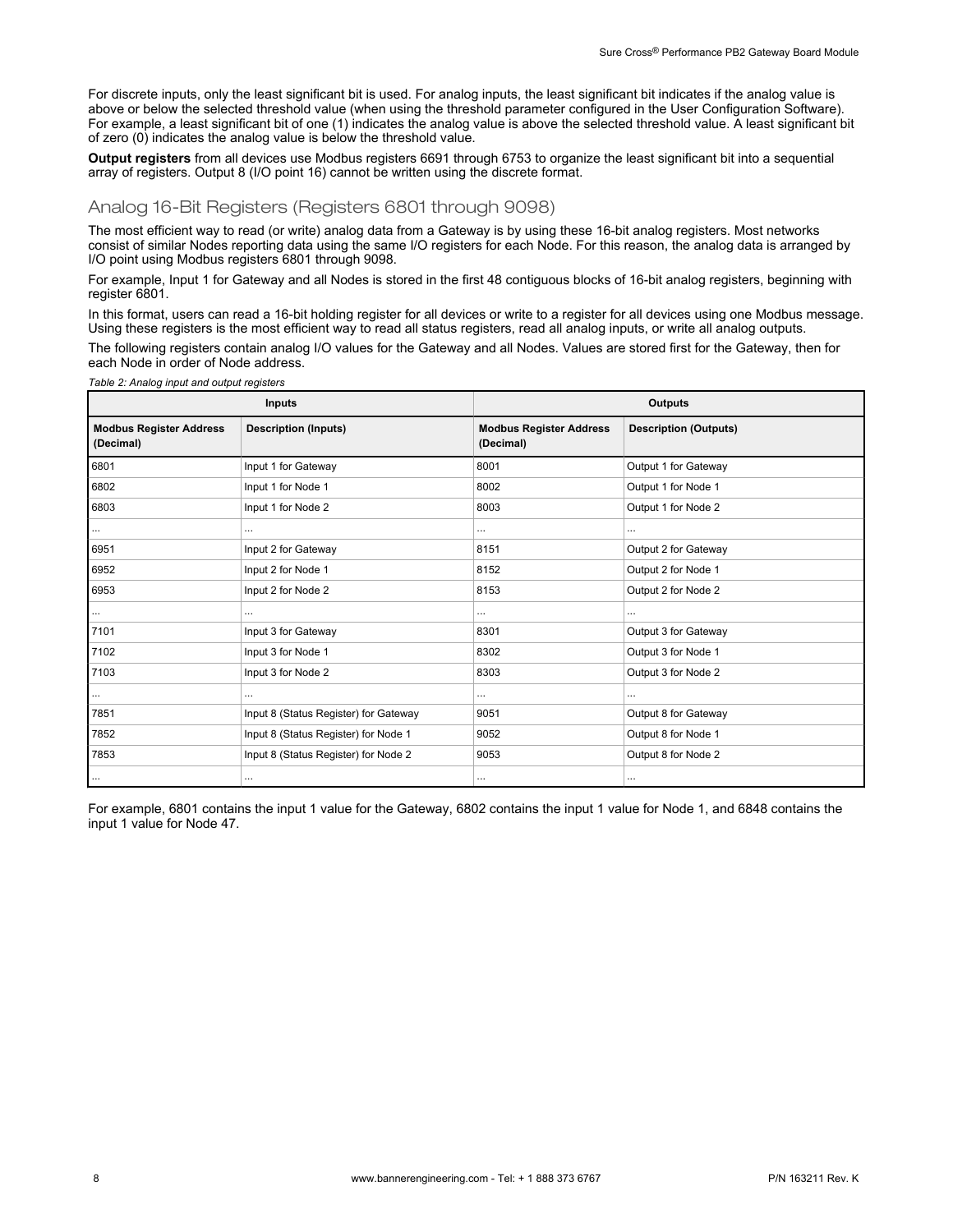For discrete inputs, only the least significant bit is used. For analog inputs, the least significant bit indicates if the analog value is above or below the selected threshold value (when using the threshold parameter configured in the User Configuration Software). For example, a least significant bit of one (1) indicates the analog value is above the selected threshold value. A least significant bit of zero (0) indicates the analog value is below the threshold value.

**Output registers** from all devices use Modbus registers 6691 through 6753 to organize the least significant bit into a sequential array of registers. Output 8 (I/O point 16) cannot be written using the discrete format.

## Analog 16-Bit Registers (Registers 6801 through 9098)

The most efficient way to read (or write) analog data from a Gateway is by using these 16-bit analog registers. Most networks consist of similar Nodes reporting data using the same I/O registers for each Node. For this reason, the analog data is arranged by I/O point using Modbus registers 6801 through 9098.

For example, Input 1 for Gateway and all Nodes is stored in the first 48 contiguous blocks of 16-bit analog registers, beginning with register 6801.

In this format, users can read a 16-bit holding register for all devices or write to a register for all devices using one Modbus message. Using these registers is the most efficient way to read all status registers, read all analog inputs, or write all analog outputs.

The following registers contain analog I/O values for the Gateway and all Nodes. Values are stored first for the Gateway, then for each Node in order of Node address.

*Table 2: Analog input and output registers*

| Inputs | | Outputs | |
|---|---|---|---|
| **Modbus Register Address (Decimal)** | **Description (Inputs)** | **Modbus Register Address (Decimal)** | **Description (Outputs)** |
| 6801 | Input 1 for Gateway | 8001 | Output 1 for Gateway |
| 6802 | Input 1 for Node 1 | 8002 | Output 1 for Node 1 |
| 6803 | Input 1 for Node 2 | 8003 | Output 1 for Node 2 |
| ... | ... | ... | ... |
| 6951 | Input 2 for Gateway | 8151 | Output 2 for Gateway |
| 6952 | Input 2 for Node 1 | 8152 | Output 2 for Node 1 |
| 6953 | Input 2 for Node 2 | 8153 | Output 2 for Node 2 |
| ... | ... | ... | ... |
| 7101 | Input 3 for Gateway | 8301 | Output 3 for Gateway |
| 7102 | Input 3 for Node 1 | 8302 | Output 3 for Node 1 |
| 7103 | Input 3 for Node 2 | 8303 | Output 3 for Node 2 |
| ... | ... | ... | ... |
| 7851 | Input 8 (Status Register) for Gateway | 9051 | Output 8 for Gateway |
| 7852 | Input 8 (Status Register) for Node 1 | 9052 | Output 8 for Node 1 |
| 7853 | Input 8 (Status Register) for Node 2 | 9053 | Output 8 for Node 2 |
| ... | ... | ... | ... |

For example, 6801 contains the input 1 value for the Gateway, 6802 contains the input 1 value for Node 1, and 6848 contains the input 1 value for Node 47.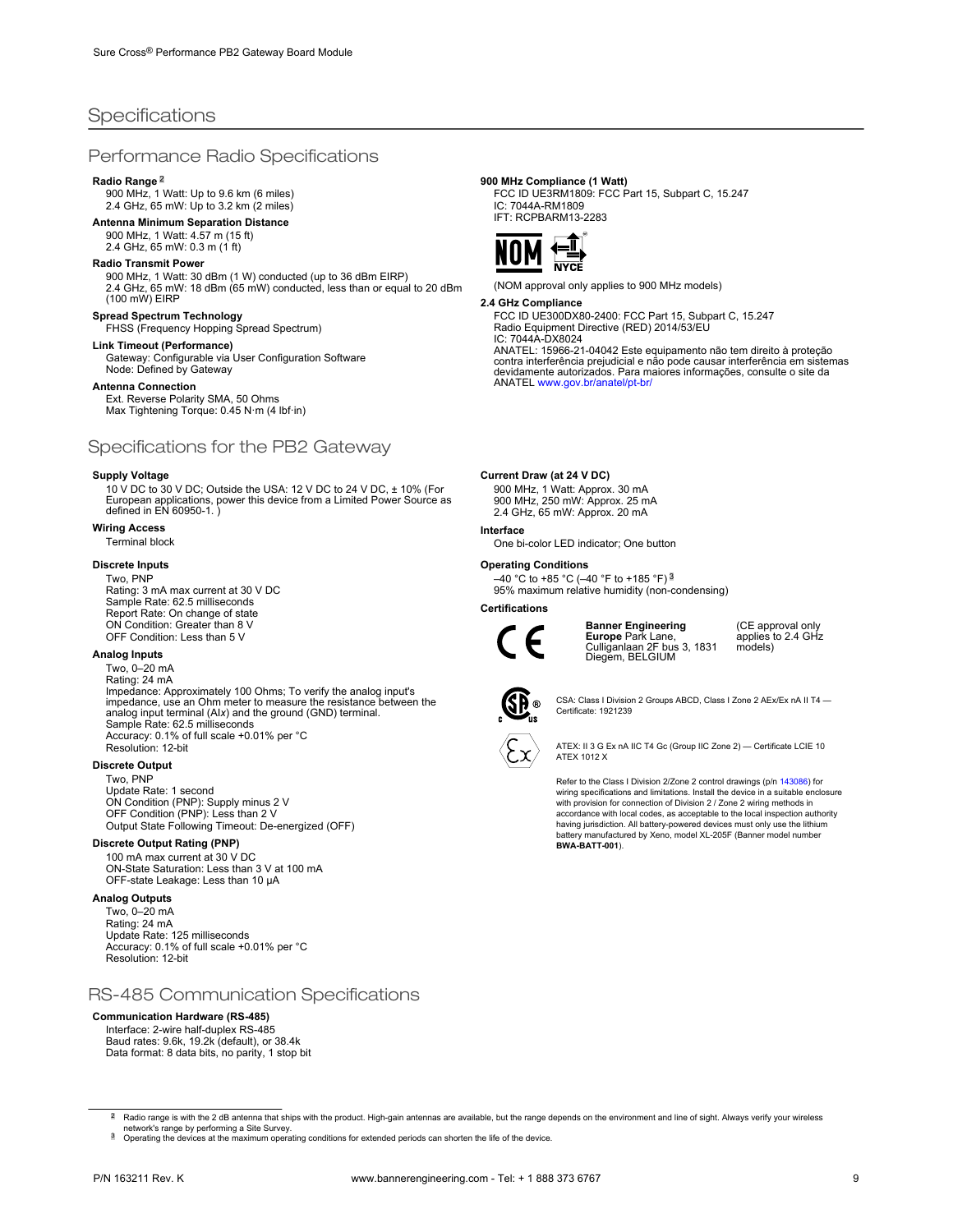## Specifications

### Performance Radio Specifications

**Radio Range** [2]

900 MHz, 1 Watt: Up to 9.6 km (6 miles)
2.4 GHz, 65 mW: Up to 3.2 km (2 miles)

**Antenna Minimum Separation Distance**

900 MHz, 1 Watt: 4.57 m (15 ft)
2.4 GHz, 65 mW: 0.3 m (1 ft)

**Radio Transmit Power**

900 MHz, 1 Watt: 30 dBm (1 W) conducted (up to 36 dBm EIRP)
2.4 GHz, 65 mW: 18 dBm (65 mW) conducted, less than or equal to 20 dBm (100 mW) EIRP

**Spread Spectrum Technology**

FHSS (Frequency Hopping Spread Spectrum)

**Link Timeout (Performance)**

Gateway: Configurable via User Configuration Software
Node: Defined by Gateway

**Antenna Connection**

Ext. Reverse Polarity SMA, 50 Ohms
Max Tightening Torque: 0.45 N·m (4 lbf·in)

**900 MHz Compliance (1 Watt)**

FCC ID UE3RM1809: FCC Part 15, Subpart C, 15.247
IC: 7044A-RM1809
IFT: RCPBARM13-2283

(NOM approval only applies to 900 MHz models)

**2.4 GHz Compliance**

FCC ID UE300DX80-2400: FCC Part 15, Subpart C, 15.247
Radio Equipment Directive (RED) 2014/53/EU
IC: 7044A-DX8024
ANATEL: 15966-21-04042 Este equipamento não tem direito à proteção contra interferência prejudicial e não pode causar interferência em sistemas devidamente autorizados. Para maiores informações, consulte o site da ANATEL www.gov.br/anatel/pt-br/

### Specifications for the PB2 Gateway

**Supply Voltage**

10 V DC to 30 V DC; Outside the USA: 12 V DC to 24 V DC, ± 10% (For European applications, power this device from a Limited Power Source as defined in EN 60950-1. )

**Wiring Access**

Terminal block

**Discrete Inputs**

Two, PNP
Rating: 3 mA max current at 30 V DC
Sample Rate: 62.5 milliseconds
Report Rate: On change of state
ON Condition: Greater than 8 V
OFF Condition: Less than 5 V

**Analog Inputs**

Two, 0–20 mA
Rating: 24 mA
Impedance: Approximately 100 Ohms; To verify the analog input's impedance, use an Ohm meter to measure the resistance between the analog input terminal (AIx) and the ground (GND) terminal.
Sample Rate: 62.5 milliseconds
Accuracy: 0.1% of full scale +0.01% per °C
Resolution: 12-bit

**Discrete Output**

Two, PNP
Update Rate: 1 second
ON Condition (PNP): Supply minus 2 V
OFF Condition (PNP): Less than 2 V
Output State Following Timeout: De-energized (OFF)

**Discrete Output Rating (PNP)**

100 mA max current at 30 V DC
ON-State Saturation: Less than 3 V at 100 mA
OFF-state Leakage: Less than 10 µA

**Analog Outputs**

Two, 0–20 mA
Rating: 24 mA
Update Rate: 125 milliseconds
Accuracy: 0.1% of full scale +0.01% per °C
Resolution: 12-bit

**Current Draw (at 24 V DC)**

900 MHz, 1 Watt: Approx. 30 mA
900 MHz, 250 mW: Approx. 25 mA
2.4 GHz, 65 mW: Approx. 20 mA

**Interface**

One bi-color LED indicator; One button

**Operating Conditions**

–40 °C to +85 °C (–40 °F to +185 °F) [3]
95% maximum relative humidity (non-condensing)

**Certifications**

**Banner Engineering Europe** Park Lane, Culliganlaan 2F bus 3, 1831 Diegem, BELGIUM (CE approval only applies to 2.4 GHz models)

CSA: Class I Division 2 Groups ABCD, Class I Zone 2 AEx/Ex nA II T4 — Certificate: 1921239

ATEX: II 3 G Ex nA IIC T4 Gc (Group IIC Zone 2) — Certificate LCIE 10 ATEX 1012 X

Refer to the Class I Division 2/Zone 2 control drawings (p/n 143086) for wiring specifications and limitations. Install the device in a suitable enclosure with provision for connection of Division 2 / Zone 2 wiring methods in accordance with local codes, as acceptable to the local inspection authority having jurisdiction. All battery-powered devices must only use the lithium battery manufactured by Xeno, model XL-205F (Banner model number **BWA-BATT-001**).

### RS-485 Communication Specifications

**Communication Hardware (RS-485)**

Interface: 2-wire half-duplex RS-485
Baud rates: 9.6k, 19.2k (default), or 38.4k
Data format: 8 data bits, no parity, 1 stop bit

---

[2] Radio range is with the 2 dB antenna that ships with the product. High-gain antennas are available, but the range depends on the environment and line of sight. Always verify your wireless network's range by performing a Site Survey.

[3] Operating the devices at the maximum operating conditions for extended periods can shorten the life of the device.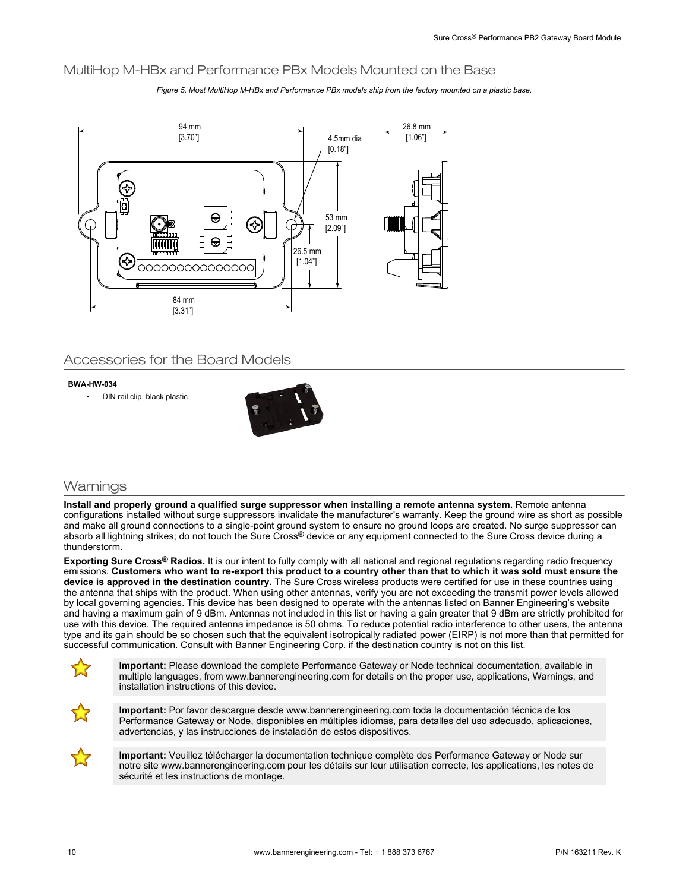## MultiHop M-HBx and Performance PBx Models Mounted on the Base

*Figure 5. Most MultiHop M-HBx and Performance PBx models ship from the factory mounted on a plastic base.*

94 mm [3.70"]

4.5mm dia [0.18"]

26.8 mm [1.06"]

53 mm [2.09"]

26.5 mm [1.04"]

84 mm [3.31"]

## Accessories for the Board Models

**BWA-HW-034**

- DIN rail clip, black plastic

## Warnings

**Install and properly ground a qualified surge suppressor when installing a remote antenna system.** Remote antenna configurations installed without surge suppressors invalidate the manufacturer's warranty. Keep the ground wire as short as possible and make all ground connections to a single-point ground system to ensure no ground loops are created. No surge suppressor can absorb all lightning strikes; do not touch the Sure Cross® device or any equipment connected to the Sure Cross device during a thunderstorm.

**Exporting Sure Cross® Radios.** It is our intent to fully comply with all national and regional regulations regarding radio frequency emissions. **Customers who want to re-export this product to a country other than that to which it was sold must ensure the device is approved in the destination country.** The Sure Cross wireless products were certified for use in these countries using the antenna that ships with the product. When using other antennas, verify you are not exceeding the transmit power levels allowed by local governing agencies. This device has been designed to operate with the antennas listed on Banner Engineering's website and having a maximum gain of 9 dBm. Antennas not included in this list or having a gain greater that 9 dBm are strictly prohibited for use with this device. The required antenna impedance is 50 ohms. To reduce potential radio interference to other users, the antenna type and its gain should be so chosen such that the equivalent isotropically radiated power (EIRP) is not more than that permitted for successful communication. Consult with Banner Engineering Corp. if the destination country is not on this list.

**Important:** Please download the complete Performance Gateway or Node technical documentation, available in multiple languages, from www.bannerengineering.com for details on the proper use, applications, Warnings, and installation instructions of this device.

**Important:** Por favor descargue desde www.bannerengineering.com toda la documentación técnica de los Performance Gateway or Node, disponibles en múltiples idiomas, para detalles del uso adecuado, aplicaciones, advertencias, y las instrucciones de instalación de estos dispositivos.

**Important:** Veuillez télécharger la documentation technique complète des Performance Gateway or Node sur notre site www.bannerengineering.com pour les détails sur leur utilisation correcte, les applications, les notes de sécurité et les instructions de montage.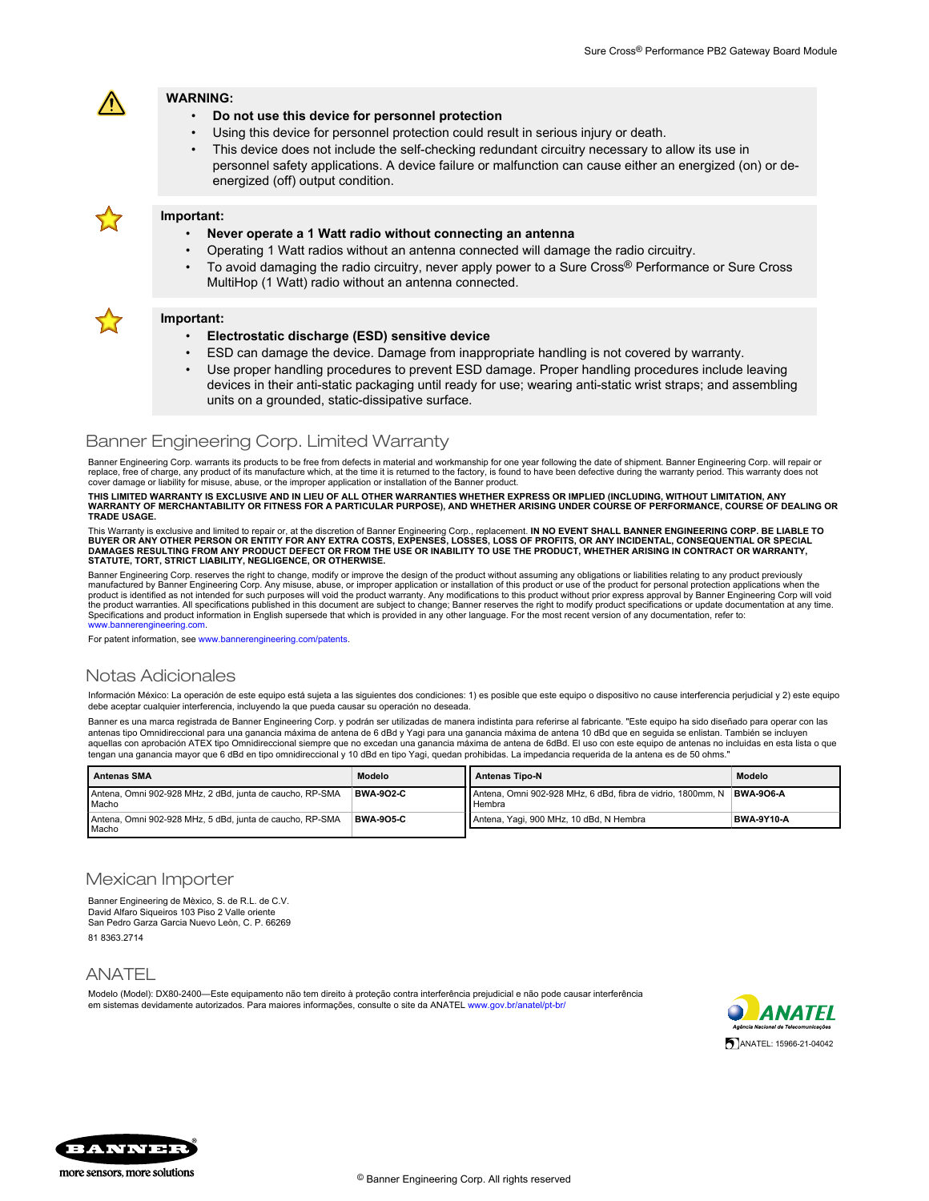**WARNING:**

- **Do not use this device for personnel protection**
- Using this device for personnel protection could result in serious injury or death.
- This device does not include the self-checking redundant circuitry necessary to allow its use in personnel safety applications. A device failure or malfunction can cause either an energized (on) or de-energized (off) output condition.

**Important:**

- **Never operate a 1 Watt radio without connecting an antenna**
- Operating 1 Watt radios without an antenna connected will damage the radio circuitry.
- To avoid damaging the radio circuitry, never apply power to a Sure Cross® Performance or Sure Cross MultiHop (1 Watt) radio without an antenna connected.

**Important:**

- **Electrostatic discharge (ESD) sensitive device**
- ESD can damage the device. Damage from inappropriate handling is not covered by warranty.
- Use proper handling procedures to prevent ESD damage. Proper handling procedures include leaving devices in their anti-static packaging until ready for use; wearing anti-static wrist straps; and assembling units on a grounded, static-dissipative surface.

## Banner Engineering Corp. Limited Warranty

Banner Engineering Corp. warrants its products to be free from defects in material and workmanship for one year following the date of shipment. Banner Engineering Corp. will repair or replace, free of charge, any product of its manufacture which, at the time it is returned to the factory, is found to have been defective during the warranty period. This warranty does not cover damage or liability for misuse, abuse, or the improper application or installation of the Banner product.

**THIS LIMITED WARRANTY IS EXCLUSIVE AND IN LIEU OF ALL OTHER WARRANTIES WHETHER EXPRESS OR IMPLIED (INCLUDING, WITHOUT LIMITATION, ANY WARRANTY OF MERCHANTABILITY OR FITNESS FOR A PARTICULAR PURPOSE), AND WHETHER ARISING UNDER COURSE OF PERFORMANCE, COURSE OF DEALING OR TRADE USAGE.**

This Warranty is exclusive and limited to repair or, at the discretion of Banner Engineering Corp., replacement. **IN NO EVENT SHALL BANNER ENGINEERING CORP. BE LIABLE TO BUYER OR ANY OTHER PERSON OR ENTITY FOR ANY EXTRA COSTS, EXPENSES, LOSSES, LOSS OF PROFITS, OR ANY INCIDENTAL, CONSEQUENTIAL OR SPECIAL DAMAGES RESULTING FROM ANY PRODUCT DEFECT OR FROM THE USE OR INABILITY TO USE THE PRODUCT, WHETHER ARISING IN CONTRACT OR WARRANTY, STATUTE, TORT, STRICT LIABILITY, NEGLIGENCE, OR OTHERWISE.**

Banner Engineering Corp. reserves the right to change, modify or improve the design of the product without assuming any obligations or liabilities relating to any product previously manufactured by Banner Engineering Corp. Any misuse, abuse, or improper application or installation of this product or use of the product for personal protection applications when the product is identified as not intended for such purposes will void the product warranty. Any modifications to this product without prior express approval by Banner Engineering Corp will void the product warranties. All specifications published in this document are subject to change; Banner reserves the right to modify product specifications or update documentation at any time. Specifications and product information in English supersede that which is provided in any other language. For the most recent version of any documentation, refer to: www.bannerengineering.com.

For patent information, see www.bannerengineering.com/patents.

## Notas Adicionales

Información México: La operación de este equipo está sujeta a las siguientes dos condiciones: 1) es posible que este equipo o dispositivo no cause interferencia perjudicial y 2) este equipo debe aceptar cualquier interferencia, incluyendo la que pueda causar su operación no deseada.

Banner es una marca registrada de Banner Engineering Corp. y podrán ser utilizadas de manera indistinta para referirse al fabricante. "Este equipo ha sido diseñado para operar con las antenas tipo Omnidireccional para una ganancia máxima de antena de 6 dBd y Yagi para una ganancia máxima de antena 10 dBd que en seguida se enlistan. También se incluyen aquellas con aprobación ATEX tipo Omnidireccional siempre que no excedan una ganancia máxima de antena de 6dBd. El uso con este equipo de antenas no incluidas en esta lista o que tengan una ganancia mayor que 6 dBd en tipo omnidireccional y 10 dBd en tipo Yagi, quedan prohibidas. La impedancia requerida de la antena es de 50 ohms."

| Antenas SMA | Modelo |
|---|---|
| Antena, Omni 902-928 MHz, 2 dBd, junta de caucho, RP-SMA Macho | **BWA-9O2-C** |
| Antena, Omni 902-928 MHz, 5 dBd, junta de caucho, RP-SMA Macho | **BWA-9O5-C** |

| Antenas Tipo-N | Modelo |
|---|---|
| Antena, Omni 902-928 MHz, 6 dBd, fibra de vidrio, 1800mm, N Hembra | **BWA-9O6-A** |
| Antena, Yagi, 900 MHz, 10 dBd, N Hembra | **BWA-9Y10-A** |

## Mexican Importer

Banner Engineering de México, S. de R.L. de C.V.
David Alfaro Siqueiros 103 Piso 2 Valle oriente
San Pedro Garza Garcia Nuevo León, C. P. 66269

81 8363.2714

## ANATEL

Modelo (Model): DX80-2400—Este equipamento não tem direito à proteção contra interferência prejudicial e não pode causar interferência em sistemas devidamente autorizados. Para maiores informações, consulte o site da ANATEL www.gov.br/anatel/pt-br/

ANATEL: 15966-21-04042

© Banner Engineering Corp. All rights reserved